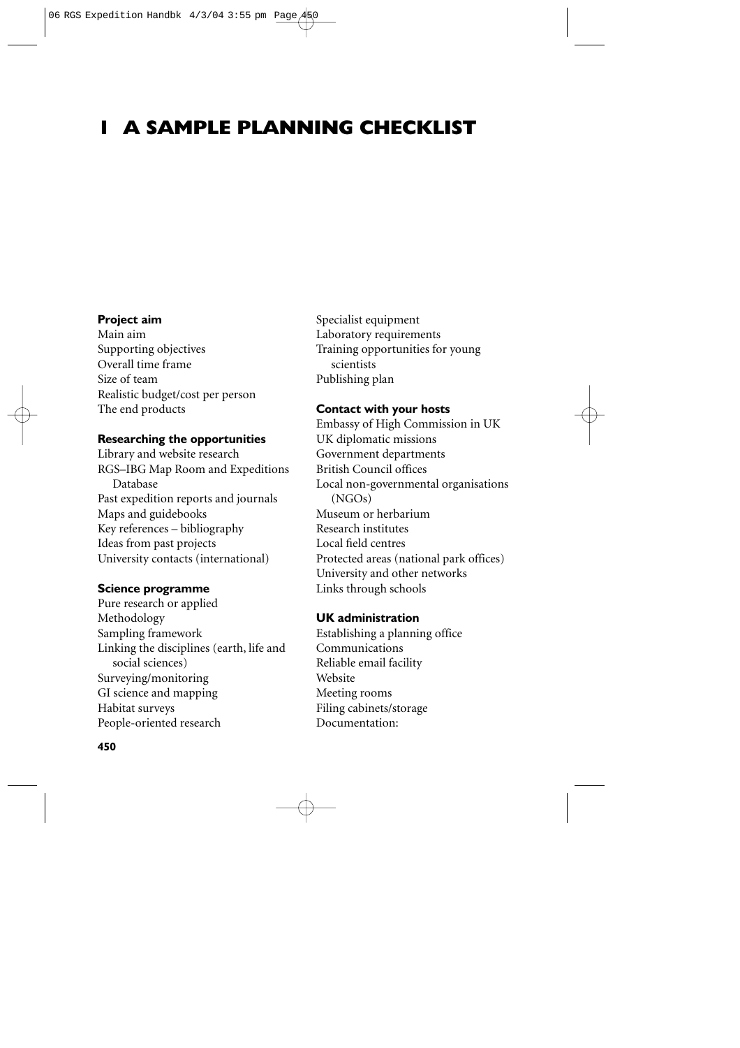# 1 A SAMPLE PLANNING CHECKLIST

**Project aim**

Main aim
Supporting objectives
Overall time frame
Size of team
Realistic budget/cost per person
The end products

**Researching the opportunities**

Library and website research
RGS–IBG Map Room and Expeditions Database
Past expedition reports and journals
Maps and guidebooks
Key references – bibliography
Ideas from past projects
University contacts (international)

**Science programme**

Pure research or applied
Methodology
Sampling framework
Linking the disciplines (earth, life and social sciences)
Surveying/monitoring
GI science and mapping
Habitat surveys
People-oriented research
Specialist equipment
Laboratory requirements
Training opportunities for young scientists
Publishing plan

**Contact with your hosts**

Embassy of High Commission in UK
UK diplomatic missions
Government departments
British Council offices
Local non-governmental organisations (NGOs)
Museum or herbarium
Research institutes
Local field centres
Protected areas (national park offices)
University and other networks
Links through schools

**UK administration**

Establishing a planning office
Communications
Reliable email facility
Website
Meeting rooms
Filing cabinets/storage
Documentation: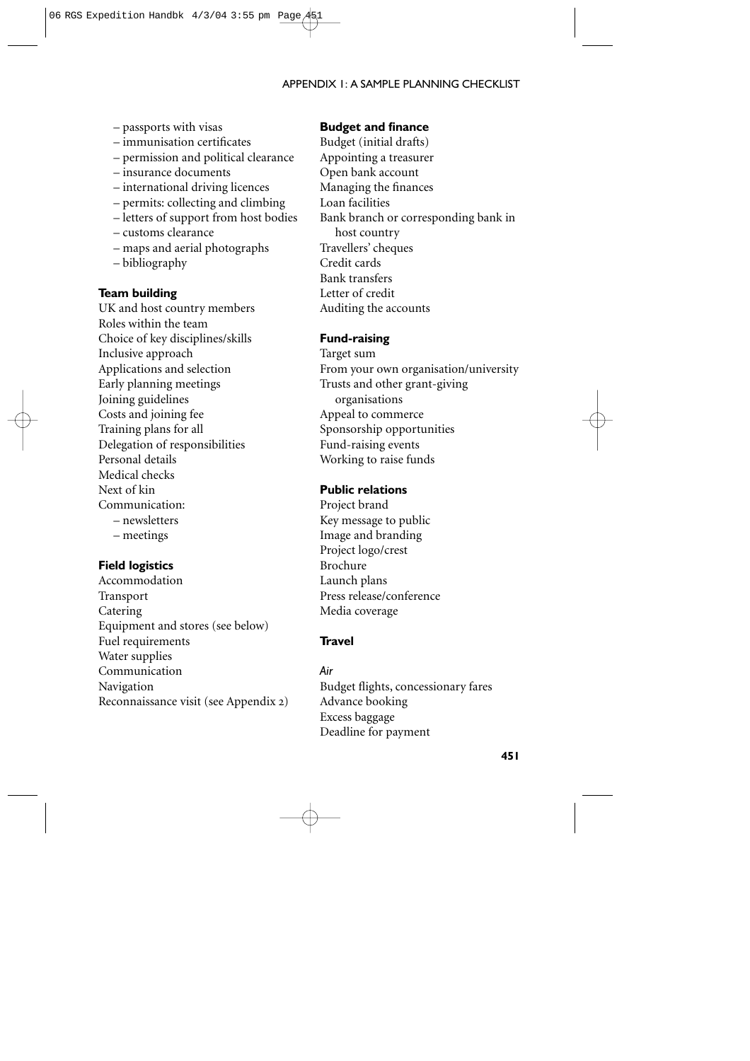– passports with visas
– immunisation certificates
– permission and political clearance
– insurance documents
– international driving licences
– permits: collecting and climbing
– letters of support from host bodies
– customs clearance
– maps and aerial photographs
– bibliography

**Team building**

UK and host country members
Roles within the team
Choice of key disciplines/skills
Inclusive approach
Applications and selection
Early planning meetings
Joining guidelines
Costs and joining fee
Training plans for all
Delegation of responsibilities
Personal details
Medical checks
Next of kin
Communication:
– newsletters
– meetings

**Field logistics**

Accommodation
Transport
Catering
Equipment and stores (see below)
Fuel requirements
Water supplies
Communication
Navigation
Reconnaissance visit (see Appendix 2)

**Budget and finance**

Budget (initial drafts)
Appointing a treasurer
Open bank account
Managing the finances
Loan facilities
Bank branch or corresponding bank in host country
Travellers' cheques
Credit cards
Bank transfers
Letter of credit
Auditing the accounts

**Fund-raising**

Target sum
From your own organisation/university
Trusts and other grant-giving organisations
Appeal to commerce
Sponsorship opportunities
Fund-raising events
Working to raise funds

**Public relations**

Project brand
Key message to public
Image and branding
Project logo/crest
Brochure
Launch plans
Press release/conference
Media coverage

**Travel**

*Air*

Budget flights, concessionary fares
Advance booking
Excess baggage
Deadline for payment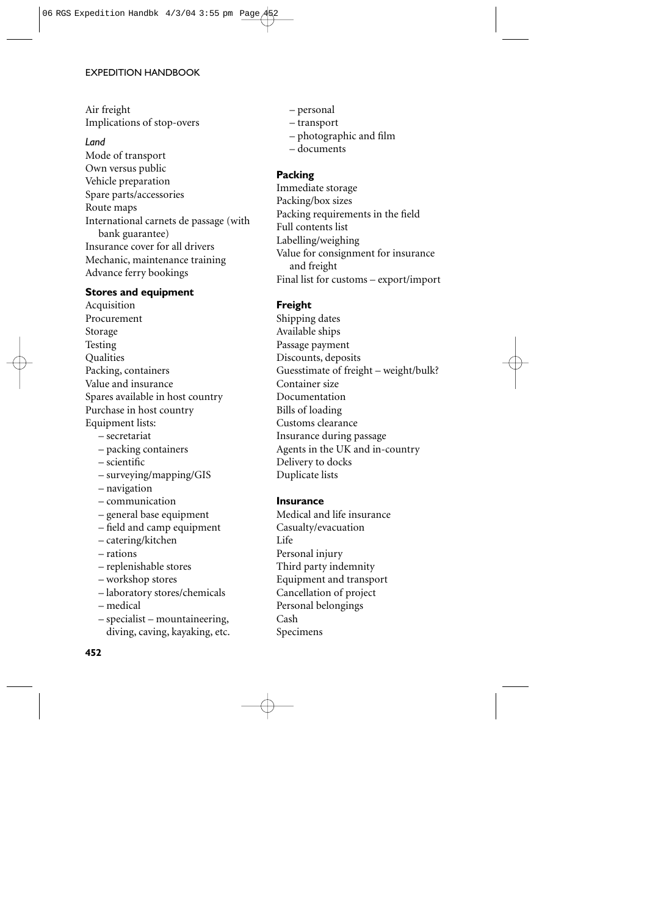Air freight
Implications of stop-overs

*Land*

Mode of transport
Own versus public
Vehicle preparation
Spare parts/accessories
Route maps
International carnets de passage (with bank guarantee)
Insurance cover for all drivers
Mechanic, maintenance training
Advance ferry bookings

**Stores and equipment**

Acquisition
Procurement
Storage
Testing
Qualities
Packing, containers
Value and insurance
Spares available in host country
Purchase in host country
Equipment lists:

- secretariat
- packing containers
- scientific
- surveying/mapping/GIS
- navigation
- communication
- general base equipment
- field and camp equipment
- catering/kitchen
- rations
- replenishable stores
- workshop stores
- laboratory stores/chemicals
- medical
- specialist – mountaineering, diving, caving, kayaking, etc.
- personal
- transport
- photographic and film
- documents

**Packing**

Immediate storage
Packing/box sizes
Packing requirements in the field
Full contents list
Labelling/weighing
Value for consignment for insurance and freight
Final list for customs – export/import

**Freight**

Shipping dates
Available ships
Passage payment
Discounts, deposits
Guesstimate of freight – weight/bulk?
Container size
Documentation
Bills of loading
Customs clearance
Insurance during passage
Agents in the UK and in-country
Delivery to docks
Duplicate lists

**Insurance**

Medical and life insurance
Casualty/evacuation
Life
Personal injury
Third party indemnity
Equipment and transport
Cancellation of project
Personal belongings
Cash
Specimens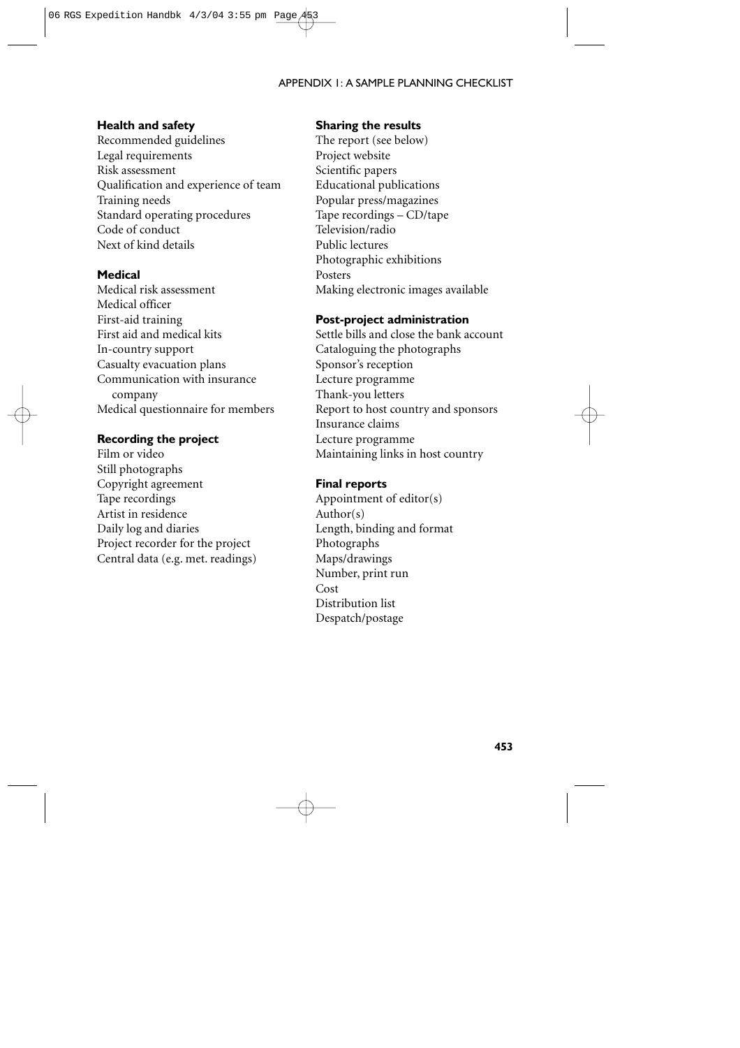### Health and safety

Recommended guidelines
Legal requirements
Risk assessment
Qualification and experience of team
Training needs
Standard operating procedures
Code of conduct
Next of kind details

### Medical

Medical risk assessment
Medical officer
First-aid training
First aid and medical kits
In-country support
Casualty evacuation plans
Communication with insurance company
Medical questionnaire for members

### Recording the project

Film or video
Still photographs
Copyright agreement
Tape recordings
Artist in residence
Daily log and diaries
Project recorder for the project
Central data (e.g. met. readings)

### Sharing the results

The report (see below)
Project website
Scientific papers
Educational publications
Popular press/magazines
Tape recordings – CD/tape
Television/radio
Public lectures
Photographic exhibitions
Posters
Making electronic images available

### Post-project administration

Settle bills and close the bank account
Cataloguing the photographs
Sponsor's reception
Lecture programme
Thank-you letters
Report to host country and sponsors
Insurance claims
Lecture programme
Maintaining links in host country

### Final reports

Appointment of editor(s)
Author(s)
Length, binding and format
Photographs
Maps/drawings
Number, print run
Cost
Distribution list
Despatch/postage